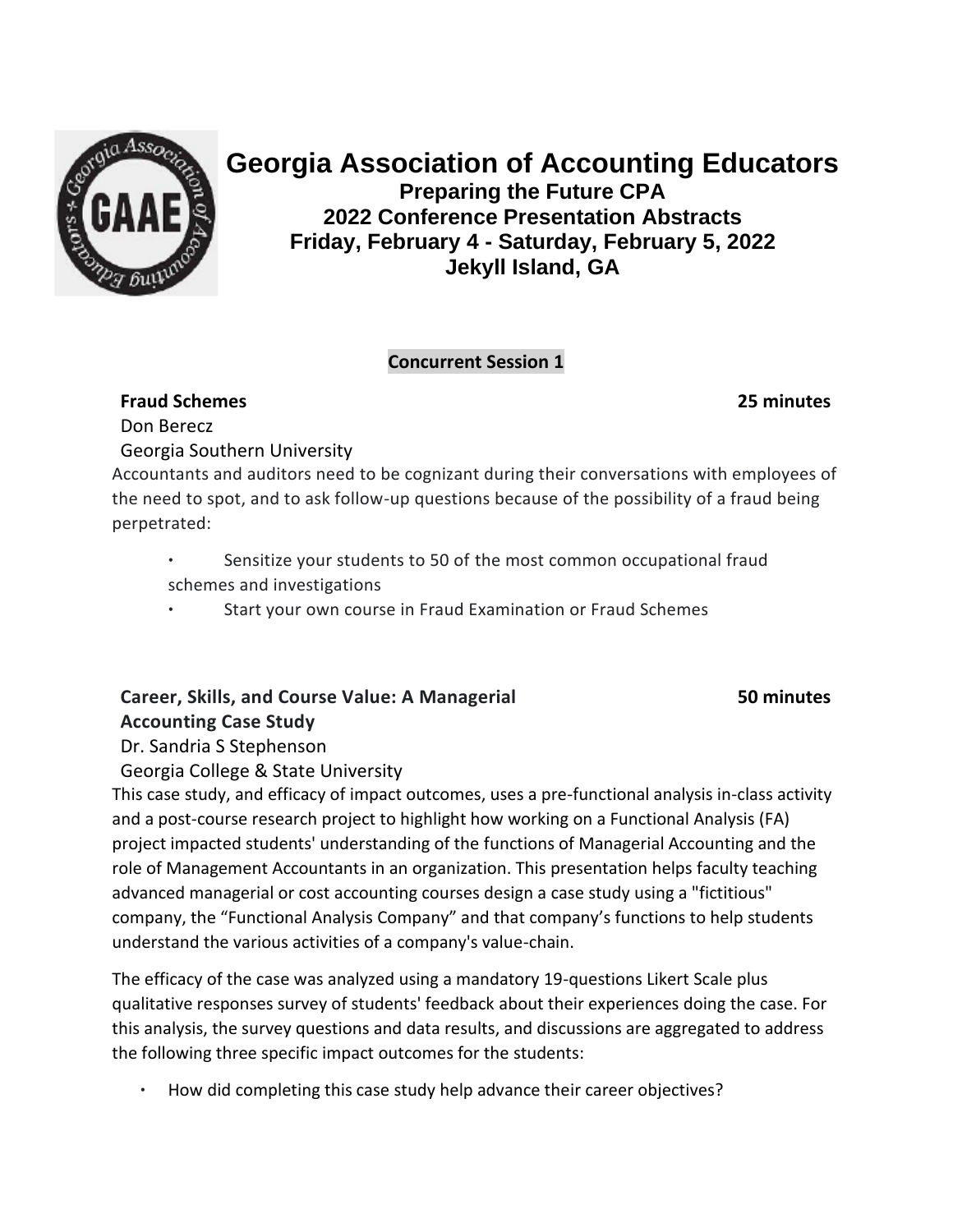# Georgia Association of Accounting Educators

**Preparing the Future CPA**
**2022 Conference Presentation Abstracts**
**Friday, February 4 - Saturday, February 5, 2022**
**Jekyll Island, GA**

## Concurrent Session 1

### Fraud Schemes — 25 minutes

Don Berecz
Georgia Southern University

Accountants and auditors need to be cognizant during their conversations with employees of the need to spot, and to ask follow-up questions because of the possibility of a fraud being perpetrated:

- Sensitize your students to 50 of the most common occupational fraud schemes and investigations
- Start your own course in Fraud Examination or Fraud Schemes

### Career, Skills, and Course Value: A Managerial Accounting Case Study — 50 minutes

Dr. Sandria S Stephenson
Georgia College & State University

This case study, and efficacy of impact outcomes, uses a pre-functional analysis in-class activity and a post-course research project to highlight how working on a Functional Analysis (FA) project impacted students' understanding of the functions of Managerial Accounting and the role of Management Accountants in an organization. This presentation helps faculty teaching advanced managerial or cost accounting courses design a case study using a "fictitious" company, the "Functional Analysis Company" and that company's functions to help students understand the various activities of a company's value-chain.

The efficacy of the case was analyzed using a mandatory 19-questions Likert Scale plus qualitative responses survey of students' feedback about their experiences doing the case. For this analysis, the survey questions and data results, and discussions are aggregated to address the following three specific impact outcomes for the students:

- How did completing this case study help advance their career objectives?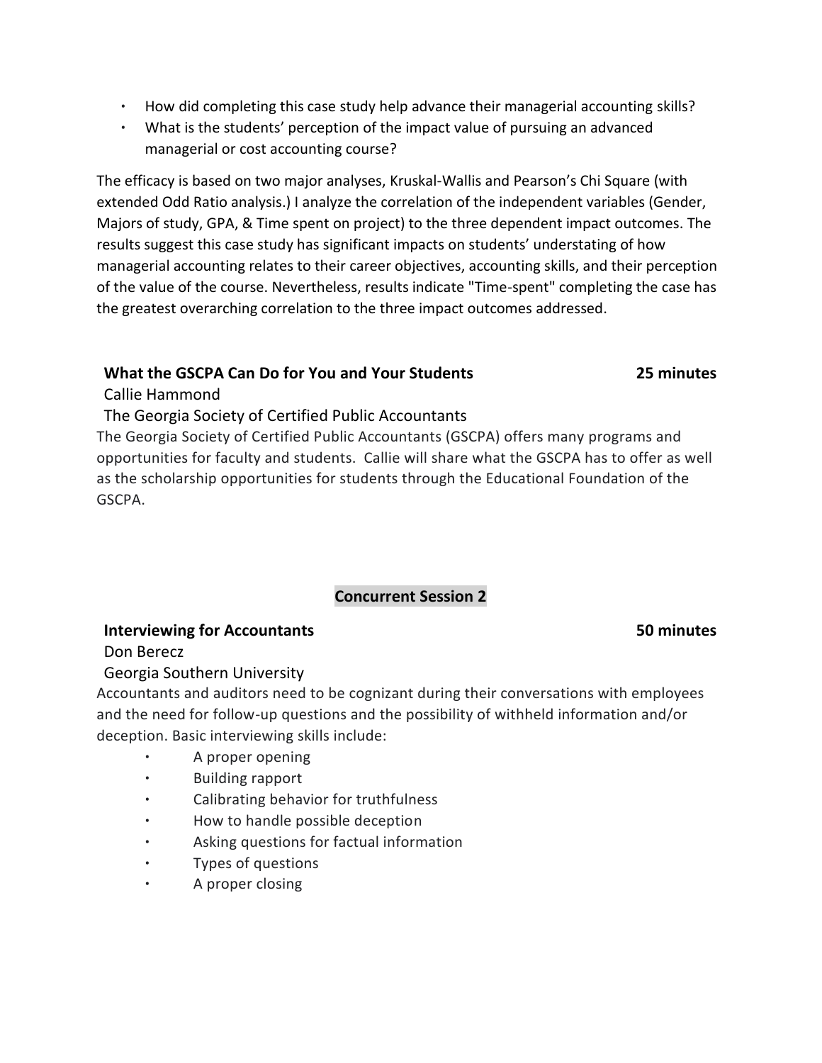- How did completing this case study help advance their managerial accounting skills?
- What is the students' perception of the impact value of pursuing an advanced managerial or cost accounting course?

The efficacy is based on two major analyses, Kruskal-Wallis and Pearson's Chi Square (with extended Odd Ratio analysis.) I analyze the correlation of the independent variables (Gender, Majors of study, GPA, & Time spent on project) to the three dependent impact outcomes. The results suggest this case study has significant impacts on students' understating of how managerial accounting relates to their career objectives, accounting skills, and their perception of the value of the course. Nevertheless, results indicate "Time-spent" completing the case has the greatest overarching correlation to the three impact outcomes addressed.

### What the GSCPA Can Do for You and Your Students — 25 minutes

Callie Hammond
The Georgia Society of Certified Public Accountants

The Georgia Society of Certified Public Accountants (GSCPA) offers many programs and opportunities for faculty and students. Callie will share what the GSCPA has to offer as well as the scholarship opportunities for students through the Educational Foundation of the GSCPA.

## Concurrent Session 2

### Interviewing for Accountants — 50 minutes

Don Berecz
Georgia Southern University

Accountants and auditors need to be cognizant during their conversations with employees and the need for follow-up questions and the possibility of withheld information and/or deception. Basic interviewing skills include:

- A proper opening
- Building rapport
- Calibrating behavior for truthfulness
- How to handle possible deception
- Asking questions for factual information
- Types of questions
- A proper closing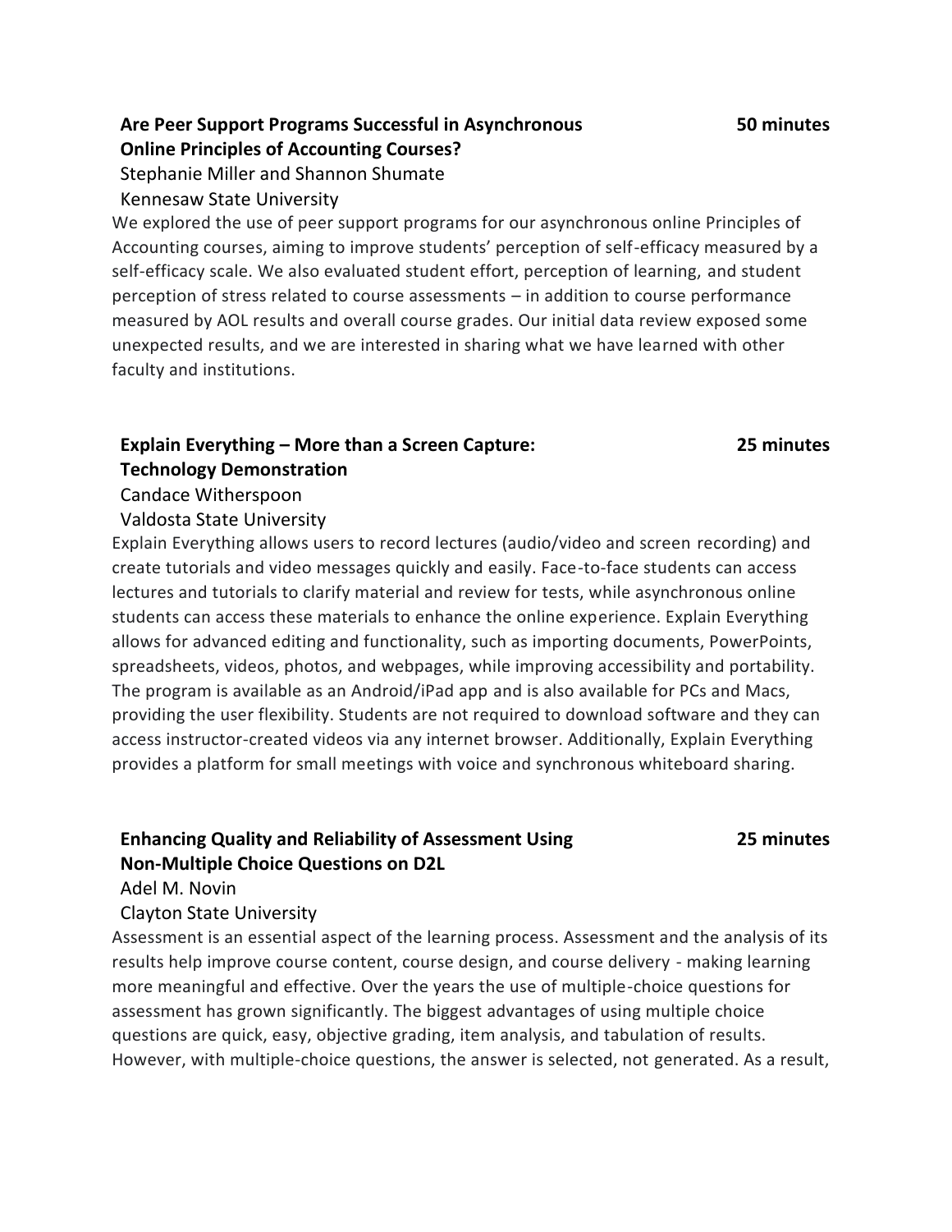### Are Peer Support Programs Successful in Asynchronous Online Principles of Accounting Courses? — 50 minutes

Stephanie Miller and Shannon Shumate
Kennesaw State University

We explored the use of peer support programs for our asynchronous online Principles of Accounting courses, aiming to improve students' perception of self-efficacy measured by a self-efficacy scale. We also evaluated student effort, perception of learning, and student perception of stress related to course assessments – in addition to course performance measured by AOL results and overall course grades. Our initial data review exposed some unexpected results, and we are interested in sharing what we have learned with other faculty and institutions.

### Explain Everything – More than a Screen Capture: Technology Demonstration — 25 minutes

Candace Witherspoon
Valdosta State University

Explain Everything allows users to record lectures (audio/video and screen recording) and create tutorials and video messages quickly and easily. Face-to-face students can access lectures and tutorials to clarify material and review for tests, while asynchronous online students can access these materials to enhance the online experience. Explain Everything allows for advanced editing and functionality, such as importing documents, PowerPoints, spreadsheets, videos, photos, and webpages, while improving accessibility and portability. The program is available as an Android/iPad app and is also available for PCs and Macs, providing the user flexibility. Students are not required to download software and they can access instructor-created videos via any internet browser. Additionally, Explain Everything provides a platform for small meetings with voice and synchronous whiteboard sharing.

### Enhancing Quality and Reliability of Assessment Using Non-Multiple Choice Questions on D2L — 25 minutes

Adel M. Novin
Clayton State University

Assessment is an essential aspect of the learning process. Assessment and the analysis of its results help improve course content, course design, and course delivery - making learning more meaningful and effective. Over the years the use of multiple-choice questions for assessment has grown significantly. The biggest advantages of using multiple choice questions are quick, easy, objective grading, item analysis, and tabulation of results. However, with multiple-choice questions, the answer is selected, not generated. As a result,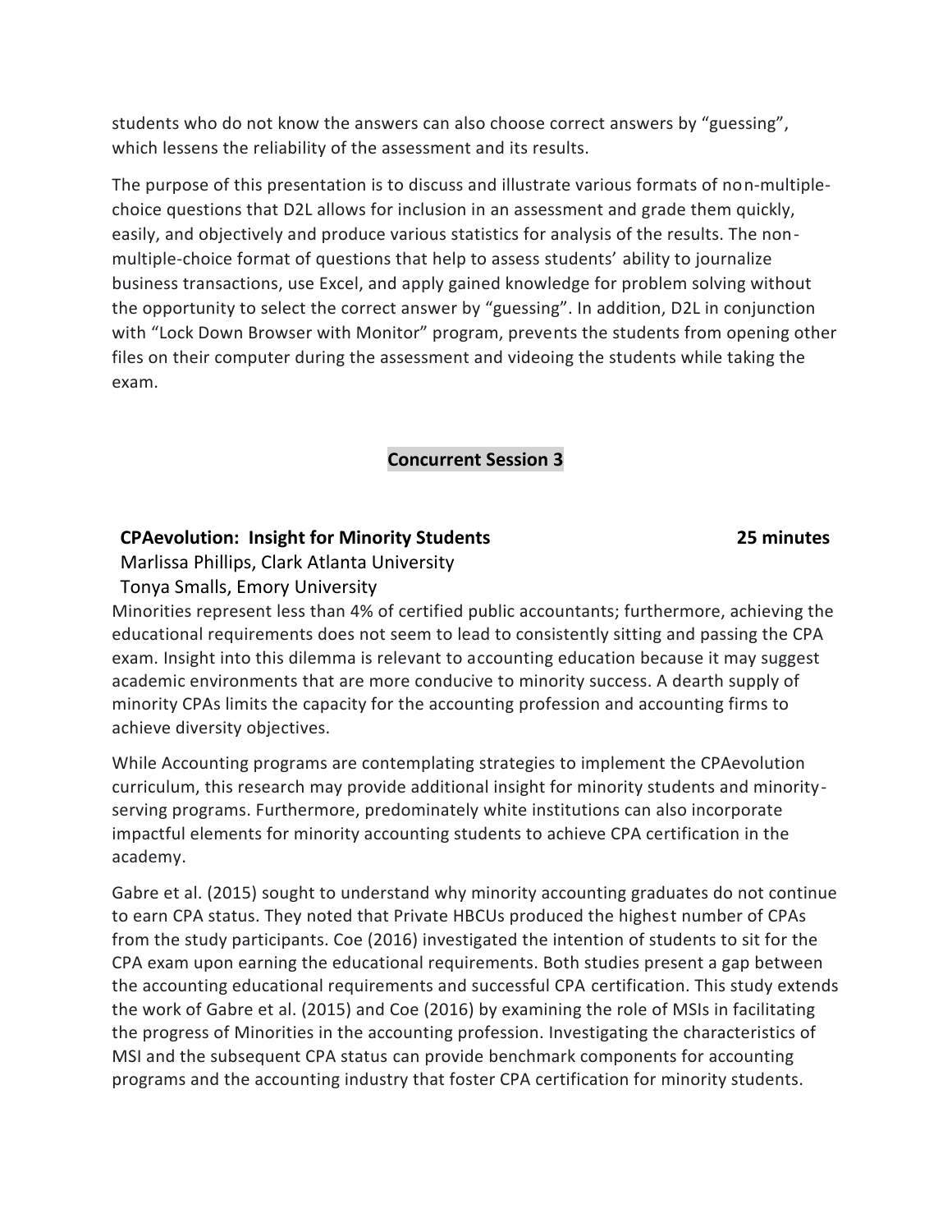students who do not know the answers can also choose correct answers by "guessing", which lessens the reliability of the assessment and its results.

The purpose of this presentation is to discuss and illustrate various formats of non-multiple-choice questions that D2L allows for inclusion in an assessment and grade them quickly, easily, and objectively and produce various statistics for analysis of the results. The non-multiple-choice format of questions that help to assess students' ability to journalize business transactions, use Excel, and apply gained knowledge for problem solving without the opportunity to select the correct answer by "guessing". In addition, D2L in conjunction with "Lock Down Browser with Monitor" program, prevents the students from opening other files on their computer during the assessment and videoing the students while taking the exam.

## Concurrent Session 3

### CPAevolution: Insight for Minority Students 25 minutes

Marlissa Phillips, Clark Atlanta University
Tonya Smalls, Emory University

Minorities represent less than 4% of certified public accountants; furthermore, achieving the educational requirements does not seem to lead to consistently sitting and passing the CPA exam. Insight into this dilemma is relevant to accounting education because it may suggest academic environments that are more conducive to minority success. A dearth supply of minority CPAs limits the capacity for the accounting profession and accounting firms to achieve diversity objectives.

While Accounting programs are contemplating strategies to implement the CPAevolution curriculum, this research may provide additional insight for minority students and minority-serving programs. Furthermore, predominately white institutions can also incorporate impactful elements for minority accounting students to achieve CPA certification in the academy.

Gabre et al. (2015) sought to understand why minority accounting graduates do not continue to earn CPA status. They noted that Private HBCUs produced the highest number of CPAs from the study participants. Coe (2016) investigated the intention of students to sit for the CPA exam upon earning the educational requirements. Both studies present a gap between the accounting educational requirements and successful CPA certification. This study extends the work of Gabre et al. (2015) and Coe (2016) by examining the role of MSIs in facilitating the progress of Minorities in the accounting profession. Investigating the characteristics of MSI and the subsequent CPA status can provide benchmark components for accounting programs and the accounting industry that foster CPA certification for minority students.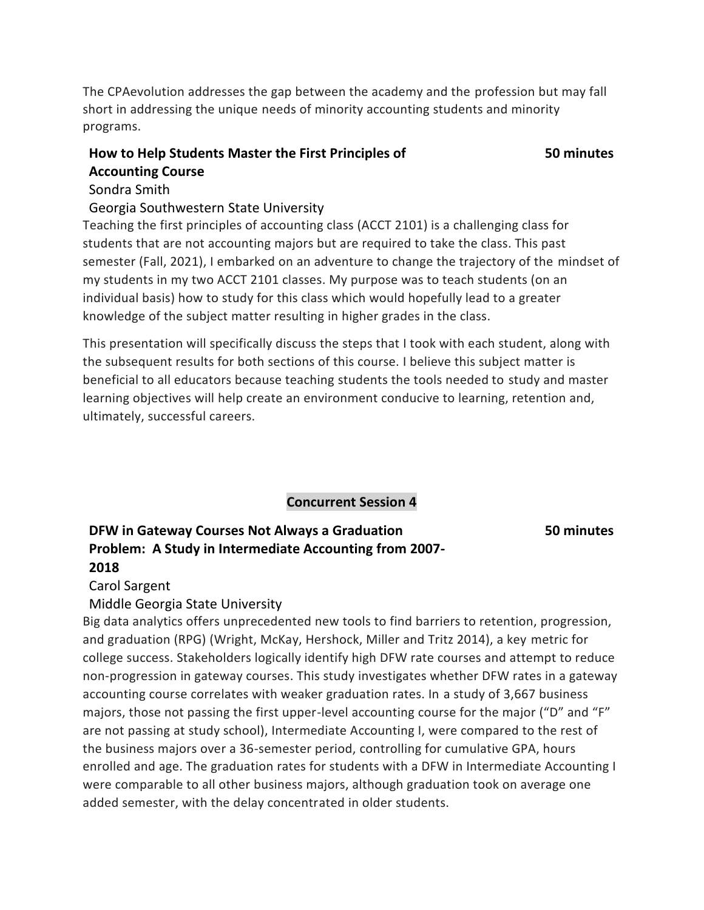The CPAevolution addresses the gap between the academy and the profession but may fall short in addressing the unique needs of minority accounting students and minority programs.

**How to Help Students Master the First Principles of Accounting Course** **50 minutes**

Sondra Smith

Georgia Southwestern State University

Teaching the first principles of accounting class (ACCT 2101) is a challenging class for students that are not accounting majors but are required to take the class. This past semester (Fall, 2021), I embarked on an adventure to change the trajectory of the mindset of my students in my two ACCT 2101 classes. My purpose was to teach students (on an individual basis) how to study for this class which would hopefully lead to a greater knowledge of the subject matter resulting in higher grades in the class.

This presentation will specifically discuss the steps that I took with each student, along with the subsequent results for both sections of this course. I believe this subject matter is beneficial to all educators because teaching students the tools needed to study and master learning objectives will help create an environment conducive to learning, retention and, ultimately, successful careers.

## Concurrent Session 4

**DFW in Gateway Courses Not Always a Graduation Problem: A Study in Intermediate Accounting from 2007-2018** **50 minutes**

Carol Sargent

Middle Georgia State University

Big data analytics offers unprecedented new tools to find barriers to retention, progression, and graduation (RPG) (Wright, McKay, Hershock, Miller and Tritz 2014), a key metric for college success. Stakeholders logically identify high DFW rate courses and attempt to reduce non-progression in gateway courses. This study investigates whether DFW rates in a gateway accounting course correlates with weaker graduation rates. In a study of 3,667 business majors, those not passing the first upper-level accounting course for the major ("D" and "F" are not passing at study school), Intermediate Accounting I, were compared to the rest of the business majors over a 36-semester period, controlling for cumulative GPA, hours enrolled and age. The graduation rates for students with a DFW in Intermediate Accounting I were comparable to all other business majors, although graduation took on average one added semester, with the delay concentrated in older students.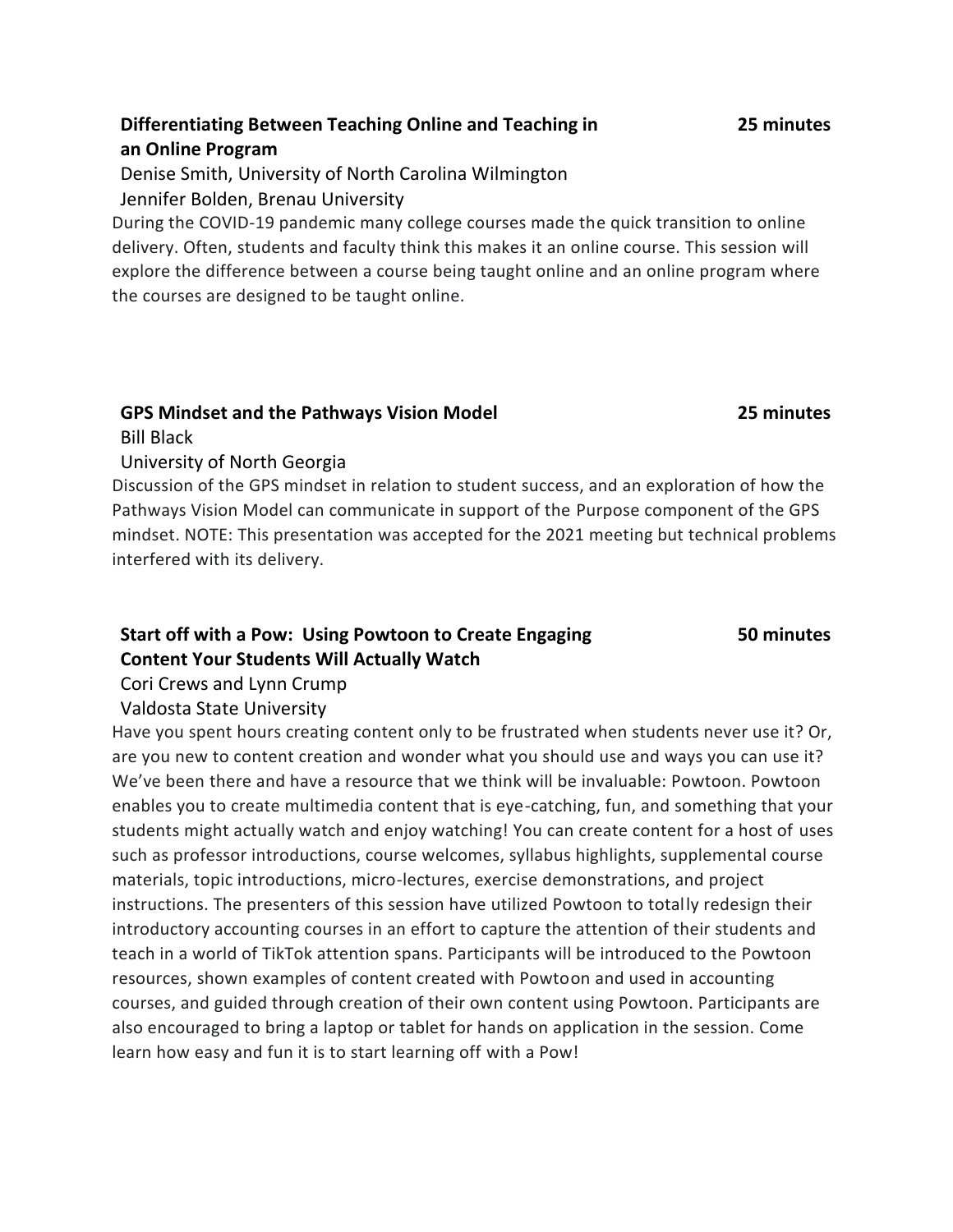**Differentiating Between Teaching Online and Teaching in an Online Program** **25 minutes**

Denise Smith, University of North Carolina Wilmington
Jennifer Bolden, Brenau University

During the COVID-19 pandemic many college courses made the quick transition to online delivery. Often, students and faculty think this makes it an online course. This session will explore the difference between a course being taught online and an online program where the courses are designed to be taught online.

**GPS Mindset and the Pathways Vision Model** **25 minutes**

Bill Black
University of North Georgia

Discussion of the GPS mindset in relation to student success, and an exploration of how the Pathways Vision Model can communicate in support of the Purpose component of the GPS mindset. NOTE: This presentation was accepted for the 2021 meeting but technical problems interfered with its delivery.

**Start off with a Pow: Using Powtoon to Create Engaging Content Your Students Will Actually Watch** **50 minutes**

Cori Crews and Lynn Crump
Valdosta State University

Have you spent hours creating content only to be frustrated when students never use it? Or, are you new to content creation and wonder what you should use and ways you can use it? We've been there and have a resource that we think will be invaluable: Powtoon. Powtoon enables you to create multimedia content that is eye-catching, fun, and something that your students might actually watch and enjoy watching! You can create content for a host of uses such as professor introductions, course welcomes, syllabus highlights, supplemental course materials, topic introductions, micro-lectures, exercise demonstrations, and project instructions. The presenters of this session have utilized Powtoon to totally redesign their introductory accounting courses in an effort to capture the attention of their students and teach in a world of TikTok attention spans. Participants will be introduced to the Powtoon resources, shown examples of content created with Powtoon and used in accounting courses, and guided through creation of their own content using Powtoon. Participants are also encouraged to bring a laptop or tablet for hands on application in the session. Come learn how easy and fun it is to start learning off with a Pow!